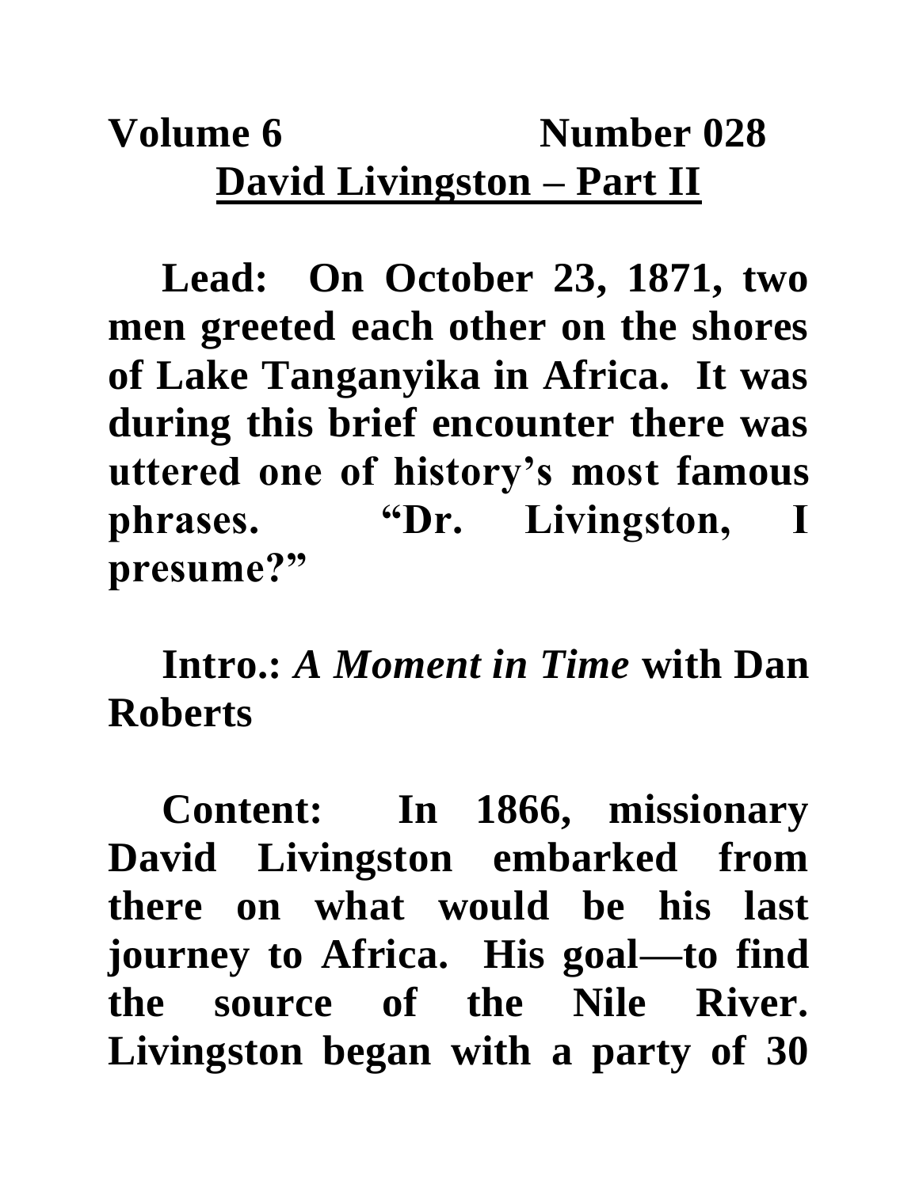**Volume 6 Number 028**

# David Livingston – Part II

**Lead: On October 23, 1871, two men greeted each other on the shores of Lake Tanganyika in Africa. It was during this brief encounter there was uttered one of history's most famous phrases. "Dr. Livingston, I presume?"**

**Intro.: *A Moment in Time* with Dan Roberts**

**Content: In 1866, missionary David Livingston embarked from there on what would be his last journey to Africa. His goal—to find the source of the Nile River. Livingston began with a party of 30**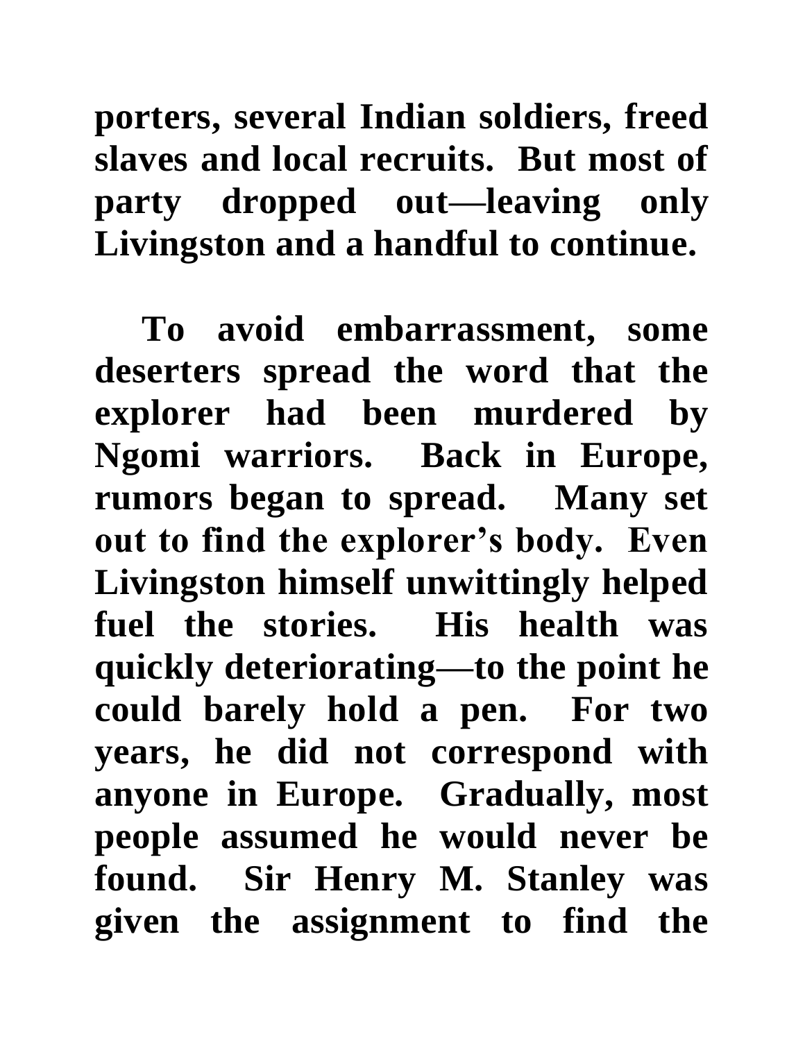**porters, several Indian soldiers, freed slaves and local recruits. But most of party dropped out—leaving only Livingston and a handful to continue.**

**To avoid embarrassment, some deserters spread the word that the explorer had been murdered by Ngomi warriors. Back in Europe, rumors began to spread. Many set out to find the explorer's body. Even Livingston himself unwittingly helped fuel the stories. His health was quickly deteriorating—to the point he could barely hold a pen. For two years, he did not correspond with anyone in Europe. Gradually, most people assumed he would never be found. Sir Henry M. Stanley was given the assignment to find the**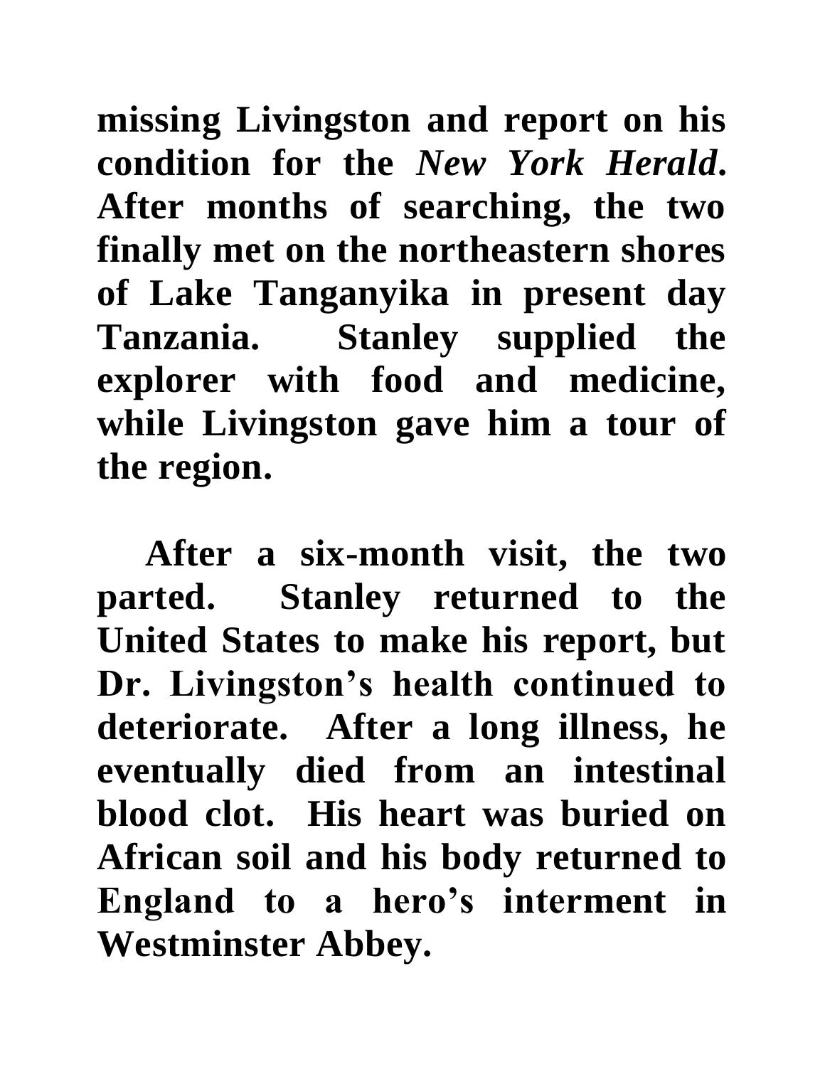**missing Livingston and report on his condition for the *New York Herald*. After months of searching, the two finally met on the northeastern shores of Lake Tanganyika in present day Tanzania. Stanley supplied the explorer with food and medicine, while Livingston gave him a tour of the region.**

**After a six-month visit, the two parted. Stanley returned to the United States to make his report, but Dr. Livingston's health continued to deteriorate. After a long illness, he eventually died from an intestinal blood clot. His heart was buried on African soil and his body returned to England to a hero's interment in Westminster Abbey.**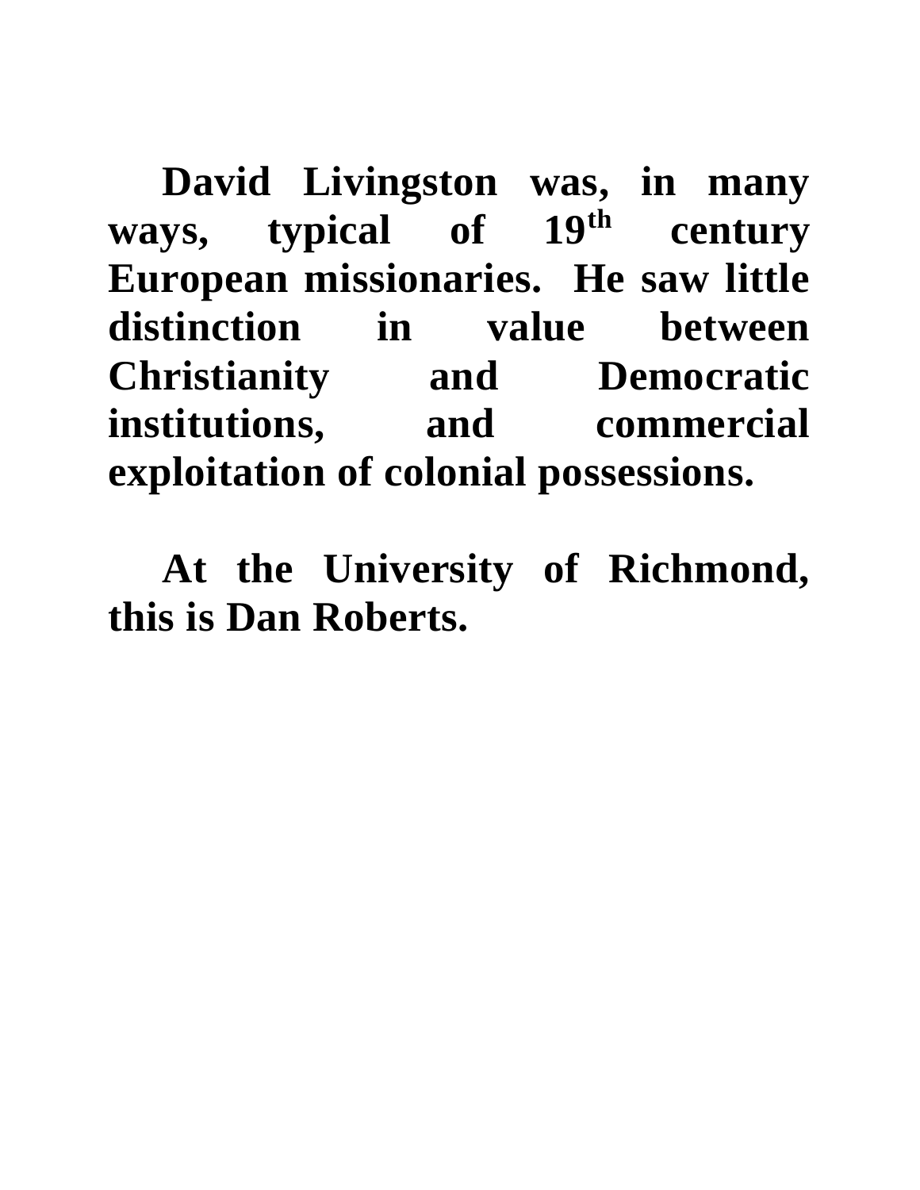**David Livingston was, in many ways, typical of 19th century European missionaries. He saw little distinction in value between Christianity and Democratic institutions, and commercial exploitation of colonial possessions.**

**At the University of Richmond, this is Dan Roberts.**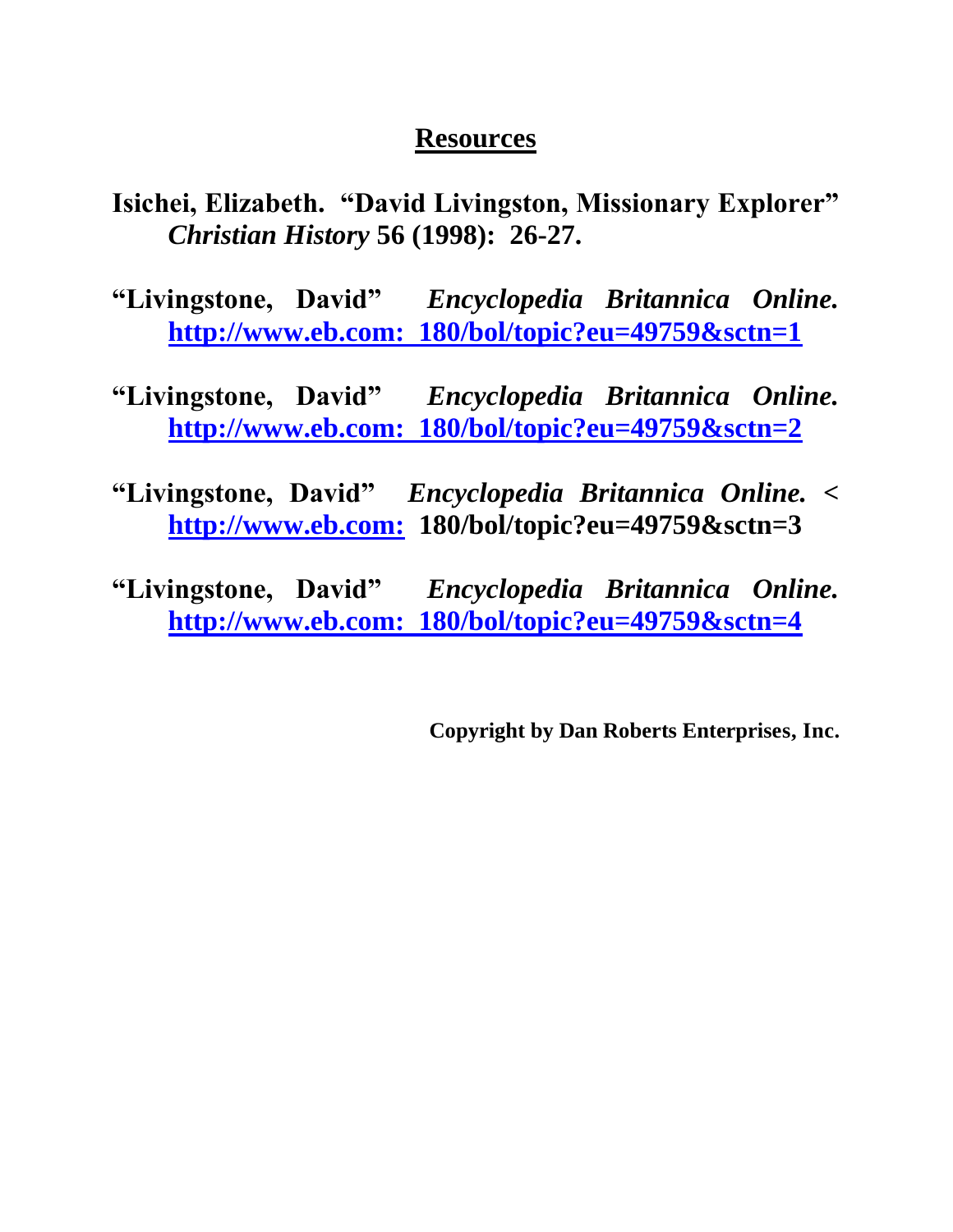## Resources

**Isichei, Elizabeth. "David Livingston, Missionary Explorer" *Christian History* 56 (1998): 26-27.**

**"Livingstone, David" *Encyclopedia Britannica Online.* http://www.eb.com: 180/bol/topic?eu=49759&sctn=1**

**"Livingstone, David" *Encyclopedia Britannica Online.* http://www.eb.com: 180/bol/topic?eu=49759&sctn=2**

**"Livingstone, David" *Encyclopedia Britannica Online.* < http://www.eb.com: 180/bol/topic?eu=49759&sctn=3**

**"Livingstone, David" *Encyclopedia Britannica Online.* http://www.eb.com: 180/bol/topic?eu=49759&sctn=4**

**Copyright by Dan Roberts Enterprises, Inc.**